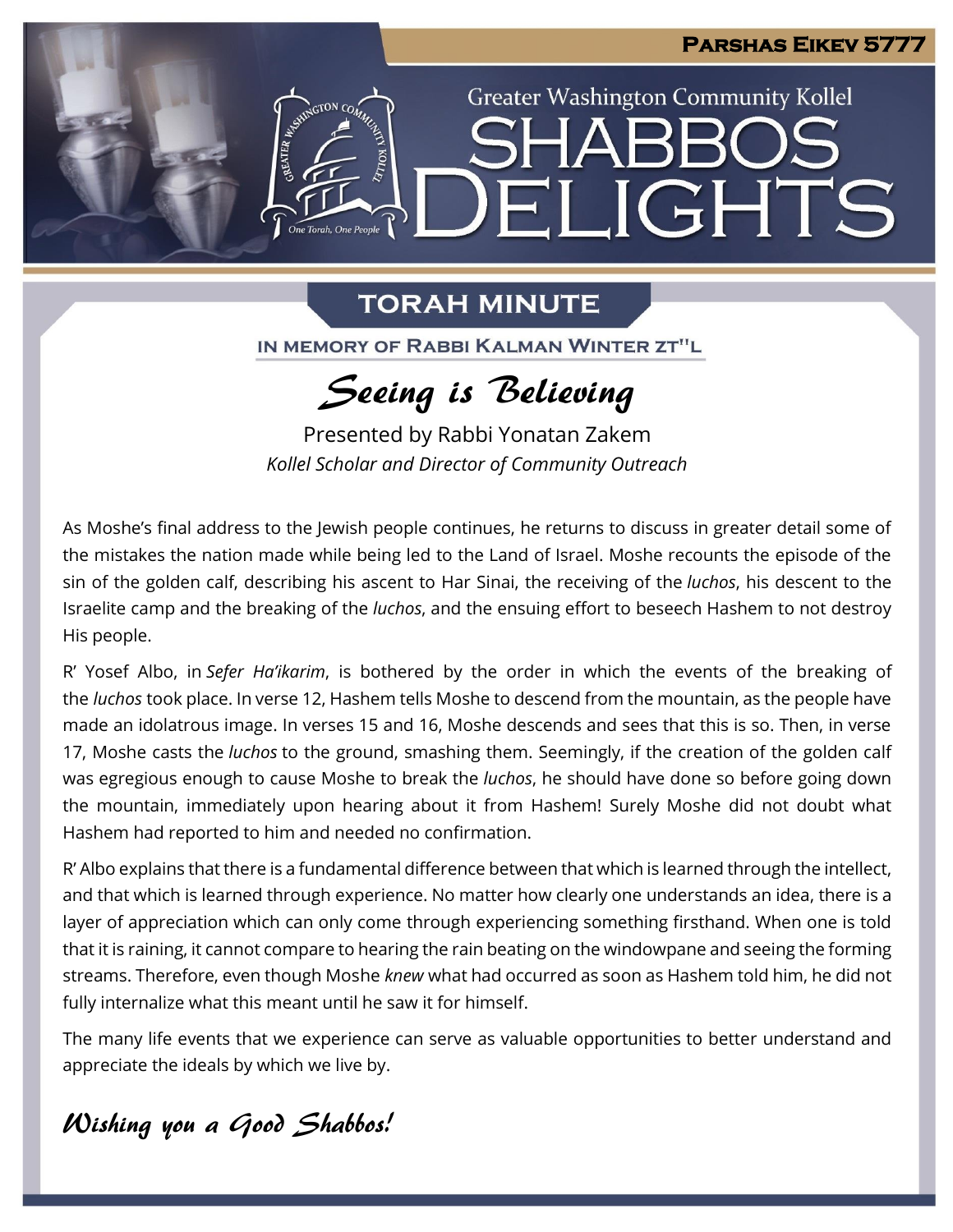**Parshas Eikev 5777**

Greater Washington Community Kollel

# Shabbos Delights

## TORAH MINUTE

IN MEMORY OF RABBI KALMAN WINTER ZT"L

### *Seeing is Believing*

Presented by Rabbi Yonatan Zakem

*Kollel Scholar and Director of Community Outreach*

As Moshe's final address to the Jewish people continues, he returns to discuss in greater detail some of the mistakes the nation made while being led to the Land of Israel. Moshe recounts the episode of the sin of the golden calf, describing his ascent to Har Sinai, the receiving of the *luchos*, his descent to the Israelite camp and the breaking of the *luchos*, and the ensuing effort to beseech Hashem to not destroy His people.

R' Yosef Albo, in *Sefer Ha'ikarim*, is bothered by the order in which the events of the breaking of the *luchos* took place. In verse 12, Hashem tells Moshe to descend from the mountain, as the people have made an idolatrous image. In verses 15 and 16, Moshe descends and sees that this is so. Then, in verse 17, Moshe casts the *luchos* to the ground, smashing them. Seemingly, if the creation of the golden calf was egregious enough to cause Moshe to break the *luchos*, he should have done so before going down the mountain, immediately upon hearing about it from Hashem! Surely Moshe did not doubt what Hashem had reported to him and needed no confirmation.

R' Albo explains that there is a fundamental difference between that which is learned through the intellect, and that which is learned through experience. No matter how clearly one understands an idea, there is a layer of appreciation which can only come through experiencing something firsthand. When one is told that it is raining, it cannot compare to hearing the rain beating on the windowpane and seeing the forming streams. Therefore, even though Moshe *knew* what had occurred as soon as Hashem told him, he did not fully internalize what this meant until he saw it for himself.

The many life events that we experience can serve as valuable opportunities to better understand and appreciate the ideals by which we live by.

*Wishing you a Good Shabbos!*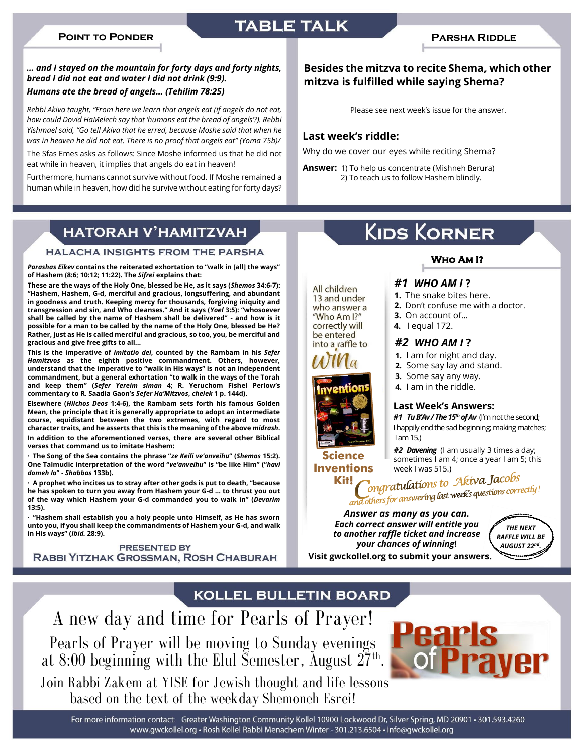# TABLE TALK

## Point to Ponder

***... and I stayed on the mountain for forty days and forty nights, bread I did not eat and water I did not drink (9:9).***

***Humans ate the bread of angels... (Tehilim 78:25)***

*Rebbi Akiva taught, "From here we learn that angels eat (if angels do not eat, how could Dovid HaMelech say that 'humans eat the bread of angels'?). Rebbi Yishmael said, "Go tell Akiva that he erred, because Moshe said that when he was in heaven he did not eat. There is no proof that angels eat" (Yoma 75b)/*

The Sfas Emes asks as follows: Since Moshe informed us that he did not eat while in heaven, it implies that angels do eat in heaven!

Furthermore, humans cannot survive without food. If Moshe remained a human while in heaven, how did he survive without eating for forty days?

## Parsha Riddle

**Besides the mitzva to recite Shema, which other mitzva is fulfilled while saying Shema?**

Please see next week's issue for the answer.

### Last week's riddle:

Why do we cover our eyes while reciting Shema?

**Answer:** 1) To help us concentrate (Mishneh Berura)
2) To teach us to follow Hashem blindly.

# HATORAH V'HAMITZVAH

## HALACHA INSIGHTS FROM THE PARSHA

***Parashas Eikev* contains the reiterated exhortation to "walk in [all] the ways" of Hashem (8:6; 10:12; 11:22). The *Sifrei* explains that:**

**These are the ways of the Holy One, blessed be He, as it says (*Shemos* 34:6-7): "Hashem, Hashem, G-d, merciful and gracious, longsuffering, and abundant in goodness and truth. Keeping mercy for thousands, forgiving iniquity and transgression and sin, and Who cleanses." And it says (*Yoel* 3:5): "whosoever shall be called by the name of Hashem shall be delivered" - and how is it possible for a man to be called by the name of the Holy One, blessed be He? Rather, just as He is called merciful and gracious, so too, you, be merciful and gracious and give free gifts to all...**

**This is the imperative of *imitatio dei*, counted by the Rambam in his *Sefer Hamitzvos* as the eighth positive commandment. Others, however, understand that the imperative to "walk in His ways" is not an independent commandment, but a general exhortation "to walk in the ways of the Torah and keep them" (*Sefer Yereim siman* 4; R. Yeruchom Fishel Perlow's commentary to R. Saadia Gaon's *Sefer Ha'Mitzvos*, *chelek* 1 p. 144d).**

**Elsewhere (*Hilchos Deos* 1:4-6), the Rambam sets forth his famous Golden Mean, the principle that it is generally appropriate to adopt an intermediate course, equidistant between the two extremes, with regard to most character traits, and he asserts that this is the meaning of the above *midrash*.**

**In addition to the aforementioned verses, there are several other Biblical verses that command us to imitate Hashem:**

- **The Song of the Sea contains the phrase "*ze Keili ve'anveihu*" (*Shemos* 15:2). One Talmudic interpretation of the word "*ve'anveihu*" is "be like Him" ("*havi domeh lo*" - *Shabbos* 133b).**
- **A prophet who incites us to stray after other gods is put to death, "because he has spoken to turn you away from Hashem your G-d ... to thrust you out of the way which Hashem your G-d commanded you to walk in" (*Devarim* 13:5).**
- **"Hashem shall establish you a holy people unto Himself, as He has sworn unto you, if you shall keep the commandments of Hashem your G-d, and walk in His ways" (*Ibid.* 28:9).**

PRESENTED BY
RABBI YITZHAK GROSSMAN, ROSH CHABURAH

# KIDS KORNER

All children 13 and under who answer a "Who Am I?" correctly will be entered into a raffle to **Win a Science Inventions Kit!**

### Who Am I?

**#1 WHO AM I ?**

1. The snake bites here.
2. Don't confuse me with a doctor.
3. On account of...
4. I equal 172.

**#2 WHO AM I ?**

1. I am for night and day.
2. Some say lay and stand.
3. Some say any way.
4. I am in the riddle.

### Last Week's Answers:

***#1 Tu B'Av / The 15th of Av*** (I'm not the second; I happily end the sad beginning; making matches; I am 15.)

***#2 Davening*** (I am usually 3 times a day; sometimes I am 4; once a year I am 5; this week I was 515.)

*Congratulations to Akiva Jacobs and others for answering last week's questions correctly!*

***Answer as many as you can. Each correct answer will entitle you to another raffle ticket and increase your chances of winning!***

**Visit gwckollel.org to submit your answers.**

*THE NEXT RAFFLE WILL BE AUGUST 22nd.*

# KOLLEL BULLETIN BOARD

A new day and time for Pearls of Prayer!

Pearls of Prayer will be moving to Sunday evenings at 8:00 beginning with the Elul Semester, August 27th.

Join Rabbi Zakem at YISE for Jewish thought and life lessons based on the text of the weekday Shemoneh Esrei!

Pearls of Prayer

For more information contact: Greater Washington Community Kollel 10900 Lockwood Dr, Silver Spring, MD 20901 • 301.593.4260
www.gwckollel.org • Rosh Kollel Rabbi Menachem Winter - 301.213.6504 • info@gwckollel.org